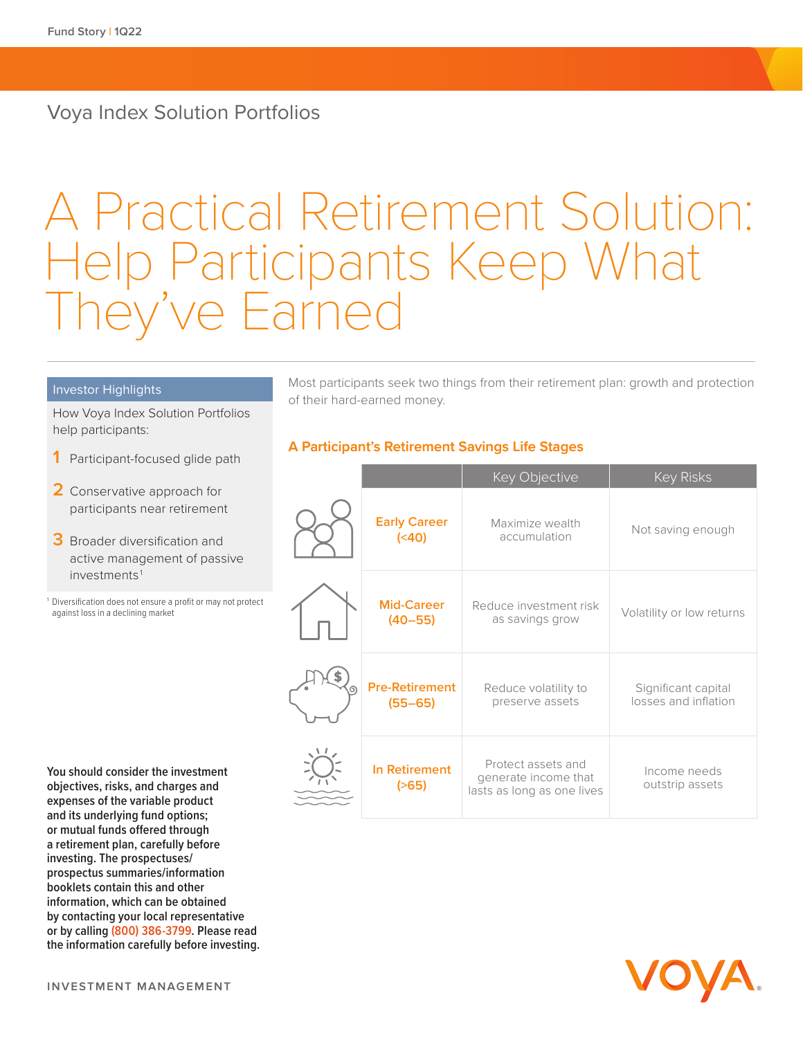Fund Story | 1Q22

Voya Index Solution Portfolios

# A Practical Retirement Solution: Help Participants Keep What They've Earned

**Investor Highlights**

How Voya Index Solution Portfolios help participants:

1. Participant-focused glide path
2. Conservative approach for participants near retirement
3. Broader diversification and active management of passive investments[1]

[1] Diversification does not ensure a profit or may not protect against loss in a declining market

Most participants seek two things from their retirement plan: growth and protection of their hard-earned money.

## A Participant's Retirement Savings Life Stages

| | Key Objective | Key Risks |
|---|---|---|
| Early Career (<40) | Maximize wealth accumulation | Not saving enough |
| Mid-Career (40–55) | Reduce investment risk as savings grow | Volatility or low returns |
| Pre-Retirement (55–65) | Reduce volatility to preserve assets | Significant capital losses and inflation |
| In Retirement (>65) | Protect assets and generate income that lasts as long as one lives | Income needs outstrip assets |

**You should consider the investment objectives, risks, and charges and expenses of the variable product and its underlying fund options; or mutual funds offered through a retirement plan, carefully before investing. The prospectuses/prospectus summaries/information booklets contain this and other information, which can be obtained by contacting your local representative or by calling (800) 386-3799. Please read the information carefully before investing.**

INVESTMENT MANAGEMENT

VOYA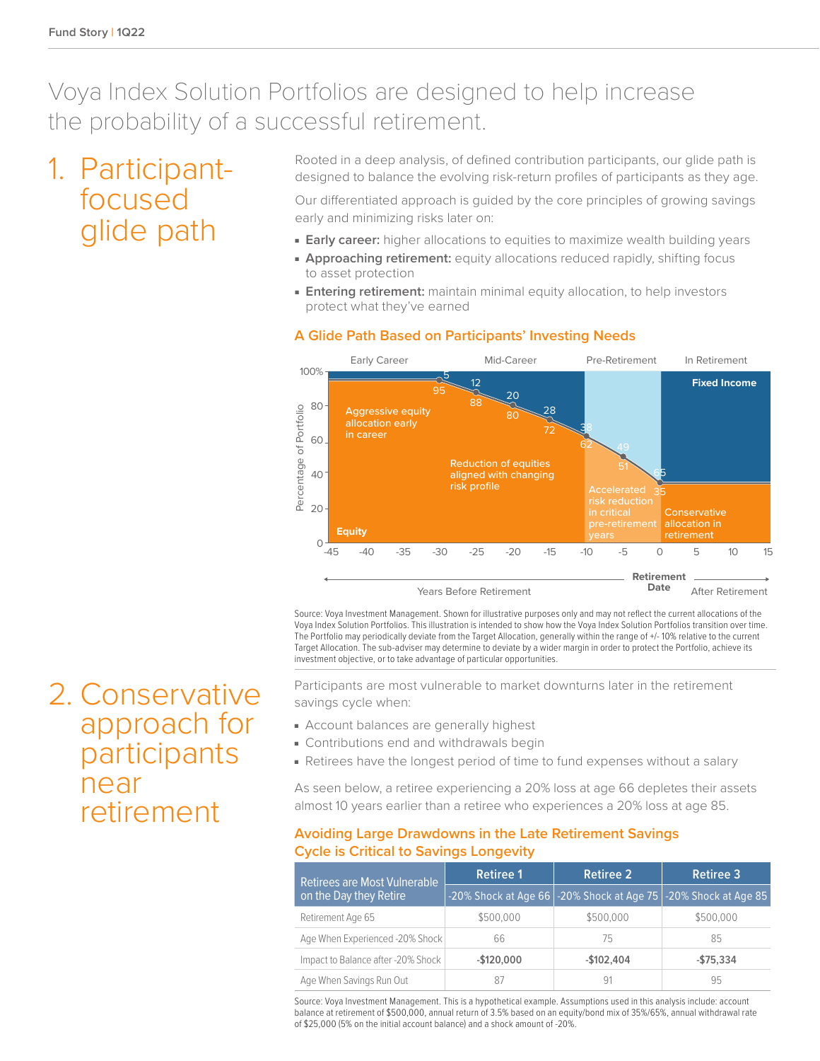# Voya Index Solution Portfolios are designed to help increase the probability of a successful retirement.

## 1. Participant-focused glide path

Rooted in a deep analysis, of defined contribution participants, our glide path is designed to balance the evolving risk-return profiles of participants as they age.

Our differentiated approach is guided by the core principles of growing savings early and minimizing risks later on:

- **Early career:** higher allocations to equities to maximize wealth building years
- **Approaching retirement:** equity allocations reduced rapidly, shifting focus to asset protection
- **Entering retirement:** maintain minimal equity allocation, to help investors protect what they've earned

### A Glide Path Based on Participants' Investing Needs

| Years Before/After Retirement | -30 | -25 | -20 | -15 | -10 | -5 | 0 |
|---|---|---|---|---|---|---|---|
| Equity (%) | 95 | 88 | 80 | 72 | 62 | 51 | 35 |
| Fixed Income (%) | 5 | 12 | 20 | 28 | 38 | 49 | 65 |

Early Career: Aggressive equity allocation early in career. Mid-Career: Reduction of equities aligned with changing risk profile. Pre-Retirement: Accelerated risk reduction in critical pre-retirement years. In Retirement: Conservative allocation in retirement.

Source: Voya Investment Management. Shown for illustrative purposes only and may not reflect the current allocations of the Voya Index Solution Portfolios. This illustration is intended to show how the Voya Index Solution Portfolios transition over time. The Portfolio may periodically deviate from the Target Allocation, generally within the range of +/- 10% relative to the current Target Allocation. The sub-adviser may determine to deviate by a wider margin in order to protect the Portfolio, achieve its investment objective, or to take advantage of particular opportunities.

## 2. Conservative approach for participants near retirement

Participants are most vulnerable to market downturns later in the retirement savings cycle when:

- Account balances are generally highest
- Contributions end and withdrawals begin
- Retirees have the longest period of time to fund expenses without a salary

As seen below, a retiree experiencing a 20% loss at age 66 depletes their assets almost 10 years earlier than a retiree who experiences a 20% loss at age 85.

### Avoiding Large Drawdowns in the Late Retirement Savings Cycle is Critical to Savings Longevity

| Retirees are Most Vulnerable on the Day they Retire | Retire 1<br>-20% Shock at Age 66 | Retiree 2<br>-20% Shock at Age 75 | Retiree 3<br>-20% Shock at Age 85 |
|---|---|---|---|
| Retirement Age 65 | $500,000 | $500,000 | $500,000 |
| Age When Experienced -20% Shock | 66 | 75 | 85 |
| Impact to Balance after -20% Shock | **-$120,000** | **-$102,404** | **-$75,334** |
| Age When Savings Run Out | 87 | 91 | 95 |

Source: Voya Investment Management. This is a hypothetical example. Assumptions used in this analysis include: account balance at retirement of $500,000, annual return of 3.5% based on an equity/bond mix of 35%/65%, annual withdrawal rate of $25,000 (5% on the initial account balance) and a shock amount of -20%.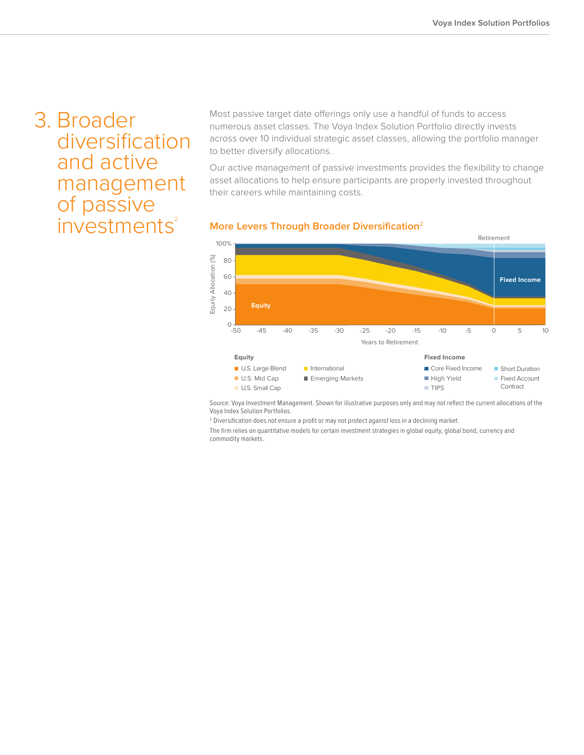# 3. Broader diversification and active management of passive investments[2]

Most passive target date offerings only use a handful of funds to access numerous asset classes. The Voya Index Solution Portfolio directly invests across over 10 individual strategic asset classes, allowing the portfolio manager to better diversify allocations.

Our active management of passive investments provides the flexibility to change asset allocations to help ensure participants are properly invested throughout their careers while maintaining costs.

## More Levers Through Broader Diversification[2]

Retirement

100%
80
60
40
20
0

Equity Allocation (%)

Equity

Fixed Income

-50 -45 -40 -35 -30 -25 -20 -15 -10 -5 0 5 10

Years to Retirement

**Equity**
- U.S. Large Blend
- U.S. Mid Cap
- U.S. Small Cap
- International
- Emerging Markets

**Fixed Income**
- Core Fixed Income
- High Yield
- TIPS
- Short Duration
- Fixed Account Contract

Source: Voya Investment Management. Shown for illustrative purposes only and may not reflect the current allocations of the Voya Index Solution Portfolios.

[2] Diversification does not ensure a profit or may not protect against loss in a declining market.

The firm relies on quantitative models for certain investment strategies in global equity, global bond, currency and commodity markets.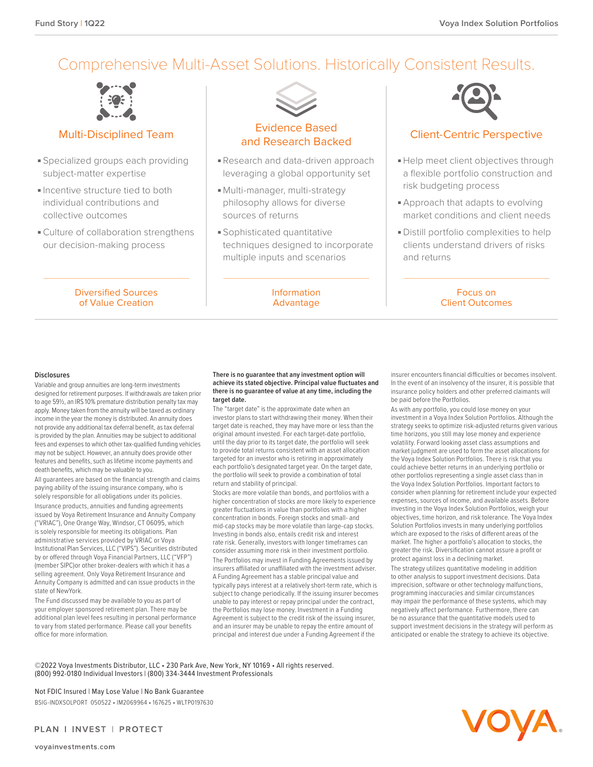# Comprehensive Multi-Asset Solutions. Historically Consistent Results.

## Multi-Disciplined Team

- Specialized groups each providing subject-matter expertise
- Incentive structure tied to both individual contributions and collective outcomes
- Culture of collaboration strengthens our decision-making process

Diversified Sources of Value Creation

## Evidence Based and Research Backed

- Research and data-driven approach leveraging a global opportunity set
- Multi-manager, multi-strategy philosophy allows for diverse sources of returns
- Sophisticated quantitative techniques designed to incorporate multiple inputs and scenarios

Information Advantage

## Client-Centric Perspective

- Help meet client objectives through a flexible portfolio construction and risk budgeting process
- Approach that adapts to evolving market conditions and client needs
- Distill portfolio complexities to help clients understand drivers of risks and returns

Focus on Client Outcomes

### Disclosures

Variable and group annuities are long-term investments designed for retirement purposes. If withdrawals are taken prior to age 59½, an IRS 10% premature distribution penalty tax may apply. Money taken from the annuity will be taxed as ordinary income in the year the money is distributed. An annuity does not provide any additional tax deferral benefit, as tax deferral is provided by the plan. Annuities may be subject to additional fees and expenses to which other tax-qualified funding vehicles may not be subject. However, an annuity does provide other features and benefits, such as lifetime income payments and death benefits, which may be valuable to you.

All guarantees are based on the financial strength and claims paying ability of the issuing insurance company, who is solely responsible for all obligations under its policies.

Insurance products, annuities and funding agreements issued by Voya Retirement Insurance and Annuity Company ("VRIAC"), One Orange Way, Windsor, CT 06095, which is solely responsible for meeting its obligations. Plan administrative services provided by VRIAC or Voya Institutional Plan Services, LLC ("VIPS"). Securities distributed by or offered through Voya Financial Partners, LLC ("VFP") (member SIPC)or other broker-dealers with which it has a selling agreement. Only Voya Retirement Insurance and Annuity Company is admitted and can issue products in the state of NewYork.

The Fund discussed may be available to you as part of your employer sponsored retirement plan. There may be additional plan level fees resulting in personal performance to vary from stated performance. Please call your benefits office for more information.

**There is no guarantee that any investment option will achieve its stated objective. Principal value fluctuates and there is no guarantee of value at any time, including the target date.**

The "target date" is the approximate date when an investor plans to start withdrawing their money. When their target date is reached, they may have more or less than the original amount invested. For each target-date portfolio, until the day prior to its target date, the portfolio will seek to provide total returns consistent with an asset allocation targeted for an investor who is retiring in approximately each portfolio's designated target year. On the target date, the portfolio will seek to provide a combination of total return and stability of principal.

Stocks are more volatile than bonds, and portfolios with a higher concentration of stocks are more likely to experience greater fluctuations in value than portfolios with a higher concentration in bonds. Foreign stocks and small- and mid-cap stocks may be more volatile than large-cap stocks. Investing in bonds also, entails credit risk and interest rate risk. Generally, investors with longer timeframes can consider assuming more risk in their investment portfolio.

The Portfolios may invest in Funding Agreements issued by insurers affiliated or unaffiliated with the investment adviser. A Funding Agreement has a stable principal value and typically pays interest at a relatively short-term rate, which is subject to change periodically. If the issuing insurer becomes unable to pay interest or repay principal under the contract, the Portfolios may lose money. Investment in a Funding Agreement is subject to the credit risk of the issuing insurer, and an insurer may be unable to repay the entire amount of principal and interest due under a Funding Agreement if the insurer encounters financial difficulties or becomes insolvent. In the event of an insolvency of the insurer, it is possible that insurance policy holders and other preferred claimants will be paid before the Portfolios.

As with any portfolio, you could lose money on your investment in a Voya Index Solution Portfolios. Although the strategy seeks to optimize risk-adjusted returns given various time horizons, you still may lose money and experience volatility. Forward looking asset class assumptions and market judgment are used to form the asset allocations for the Voya Index Solution Portfolios. There is risk that you could achieve better returns in an underlying portfolio or other portfolios representing a single asset class than in the Voya Index Solution Portfolios. Important factors to consider when planning for retirement include your expected expenses, sources of income, and available assets. Before investing in the Voya Index Solution Portfolios, weigh your objectives, time horizon, and risk tolerance. The Voya Index Solution Portfolios invests in many underlying portfolios which are exposed to the risks of different areas of the market. The higher a portfolio's allocation to stocks, the greater the risk. Diversification cannot assure a profit or protect against loss in a declining market.

The strategy utilizes quantitative modeling in addition to other analysis to support investment decisions. Data imprecision, software or other technology malfunctions, programming inaccuracies and similar circumstances may impair the performance of these systems, which may negatively affect performance. Furthermore, there can be no assurance that the quantitative models used to support investment decisions in the strategy will perform as anticipated or enable the strategy to achieve its objective.

©2022 Voya Investments Distributor, LLC • 230 Park Ave, New York, NY 10169 • All rights reserved.
(800) 992-0180 Individual Investors | (800) 334-3444 Investment Professionals

Not FDIC Insured | May Lose Value | No Bank Guarantee

BSIG-INDXSOLPORT 050522 • IM2069964 • 167625 • WLTP0197630

PLAN | INVEST | PROTECT

voyainvestments.com

VOYA